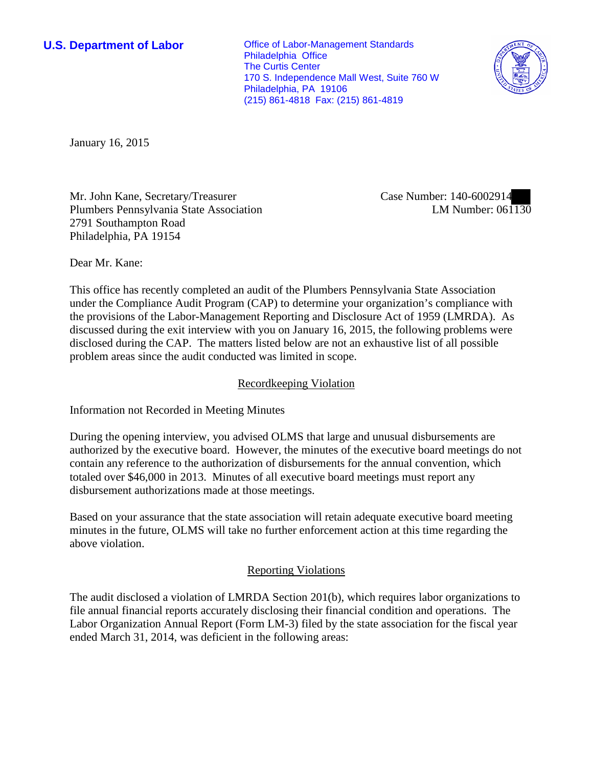**U.S. Department of Labor**

Office of Labor-Management Standards
Philadelphia Office
The Curtis Center
170 S. Independence Mall West, Suite 760 W
Philadelphia, PA 19106
(215) 861-4818 Fax: (215) 861-4819

January 16, 2015

Mr. John Kane, Secretary/Treasurer
Plumbers Pennsylvania State Association
2791 Southampton Road
Philadelphia, PA 19154

Case Number: 140-6002914
LM Number: 061130

Dear Mr. Kane:

This office has recently completed an audit of the Plumbers Pennsylvania State Association under the Compliance Audit Program (CAP) to determine your organization's compliance with the provisions of the Labor-Management Reporting and Disclosure Act of 1959 (LMRDA). As discussed during the exit interview with you on January 16, 2015, the following problems were disclosed during the CAP. The matters listed below are not an exhaustive list of all possible problem areas since the audit conducted was limited in scope.

## Recordkeeping Violation

Information not Recorded in Meeting Minutes

During the opening interview, you advised OLMS that large and unusual disbursements are authorized by the executive board. However, the minutes of the executive board meetings do not contain any reference to the authorization of disbursements for the annual convention, which totaled over $46,000 in 2013. Minutes of all executive board meetings must report any disbursement authorizations made at those meetings.

Based on your assurance that the state association will retain adequate executive board meeting minutes in the future, OLMS will take no further enforcement action at this time regarding the above violation.

## Reporting Violations

The audit disclosed a violation of LMRDA Section 201(b), which requires labor organizations to file annual financial reports accurately disclosing their financial condition and operations. The Labor Organization Annual Report (Form LM-3) filed by the state association for the fiscal year ended March 31, 2014, was deficient in the following areas: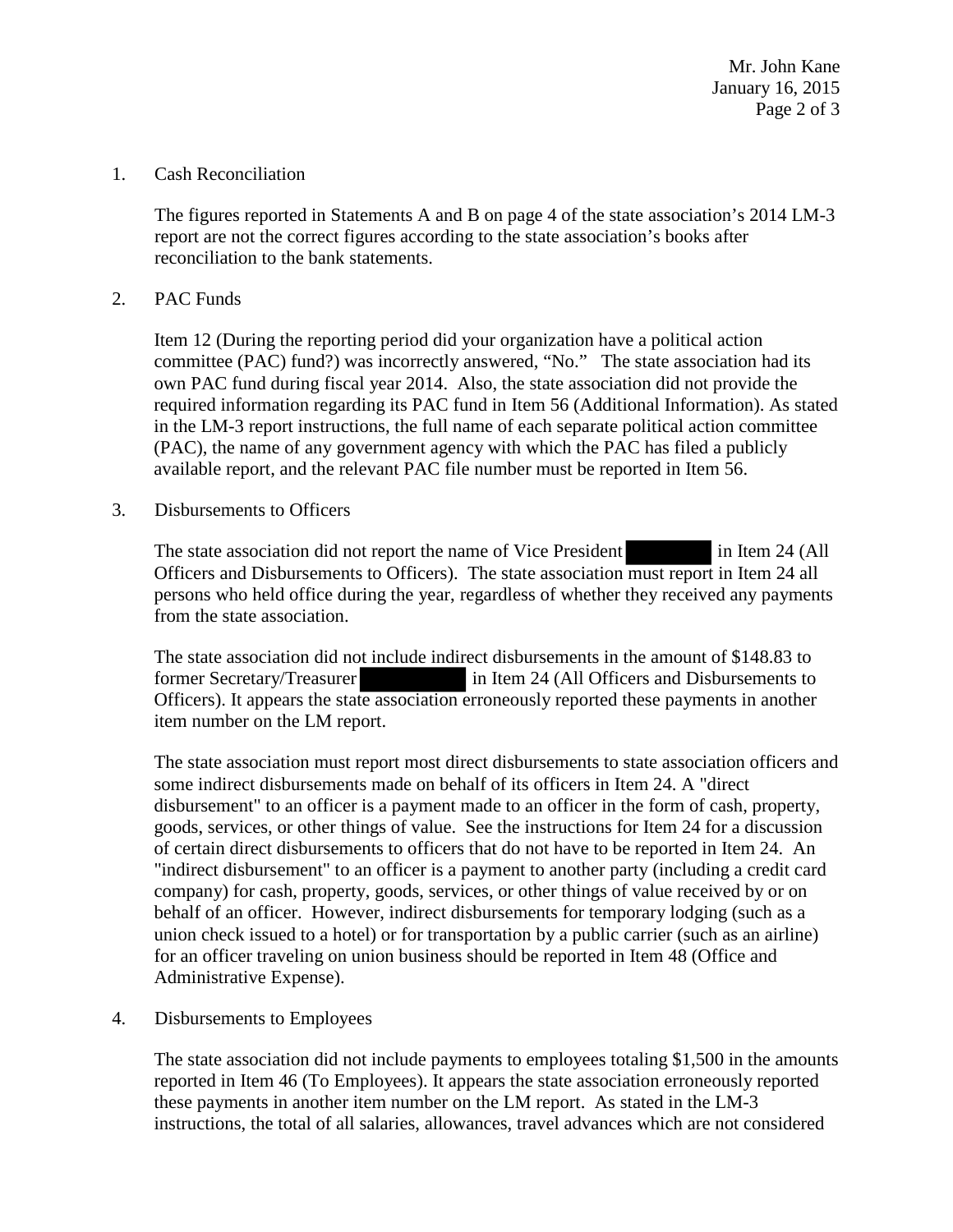1. Cash Reconciliation

   The figures reported in Statements A and B on page 4 of the state association's 2014 LM-3 report are not the correct figures according to the state association's books after reconciliation to the bank statements.

2. PAC Funds

   Item 12 (During the reporting period did your organization have a political action committee (PAC) fund?) was incorrectly answered, "No." The state association had its own PAC fund during fiscal year 2014. Also, the state association did not provide the required information regarding its PAC fund in Item 56 (Additional Information). As stated in the LM-3 report instructions, the full name of each separate political action committee (PAC), the name of any government agency with which the PAC has filed a publicly available report, and the relevant PAC file number must be reported in Item 56.

3. Disbursements to Officers

   The state association did not report the name of Vice President [REDACTED] in Item 24 (All Officers and Disbursements to Officers). The state association must report in Item 24 all persons who held office during the year, regardless of whether they received any payments from the state association.

   The state association did not include indirect disbursements in the amount of $148.83 to former Secretary/Treasurer [REDACTED] in Item 24 (All Officers and Disbursements to Officers). It appears the state association erroneously reported these payments in another item number on the LM report.

   The state association must report most direct disbursements to state association officers and some indirect disbursements made on behalf of its officers in Item 24. A "direct disbursement" to an officer is a payment made to an officer in the form of cash, property, goods, services, or other things of value. See the instructions for Item 24 for a discussion of certain direct disbursements to officers that do not have to be reported in Item 24. An "indirect disbursement" to an officer is a payment to another party (including a credit card company) for cash, property, goods, services, or other things of value received by or on behalf of an officer. However, indirect disbursements for temporary lodging (such as a union check issued to a hotel) or for transportation by a public carrier (such as an airline) for an officer traveling on union business should be reported in Item 48 (Office and Administrative Expense).

4. Disbursements to Employees

   The state association did not include payments to employees totaling $1,500 in the amounts reported in Item 46 (To Employees). It appears the state association erroneously reported these payments in another item number on the LM report. As stated in the LM-3 instructions, the total of all salaries, allowances, travel advances which are not considered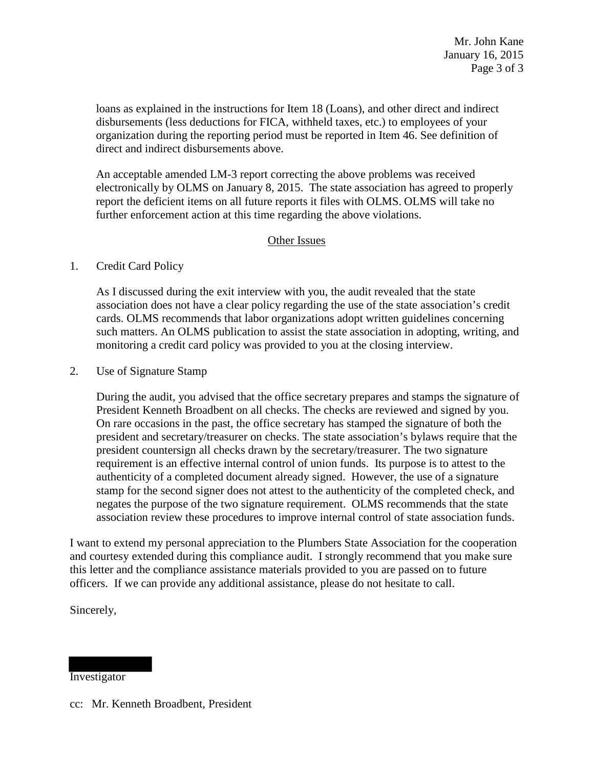loans as explained in the instructions for Item 18 (Loans), and other direct and indirect disbursements (less deductions for FICA, withheld taxes, etc.) to employees of your organization during the reporting period must be reported in Item 46. See definition of direct and indirect disbursements above.

An acceptable amended LM-3 report correcting the above problems was received electronically by OLMS on January 8, 2015. The state association has agreed to properly report the deficient items on all future reports it files with OLMS. OLMS will take no further enforcement action at this time regarding the above violations.

## Other Issues

1. Credit Card Policy

   As I discussed during the exit interview with you, the audit revealed that the state association does not have a clear policy regarding the use of the state association's credit cards. OLMS recommends that labor organizations adopt written guidelines concerning such matters. An OLMS publication to assist the state association in adopting, writing, and monitoring a credit card policy was provided to you at the closing interview.

2. Use of Signature Stamp

   During the audit, you advised that the office secretary prepares and stamps the signature of President Kenneth Broadbent on all checks. The checks are reviewed and signed by you. On rare occasions in the past, the office secretary has stamped the signature of both the president and secretary/treasurer on checks. The state association's bylaws require that the president countersign all checks drawn by the secretary/treasurer. The two signature requirement is an effective internal control of union funds. Its purpose is to attest to the authenticity of a completed document already signed. However, the use of a signature stamp for the second signer does not attest to the authenticity of the completed check, and negates the purpose of the two signature requirement. OLMS recommends that the state association review these procedures to improve internal control of state association funds.

I want to extend my personal appreciation to the Plumbers State Association for the cooperation and courtesy extended during this compliance audit. I strongly recommend that you make sure this letter and the compliance assistance materials provided to you are passed on to future officers. If we can provide any additional assistance, please do not hesitate to call.

Sincerely,

Investigator

cc: Mr. Kenneth Broadbent, President